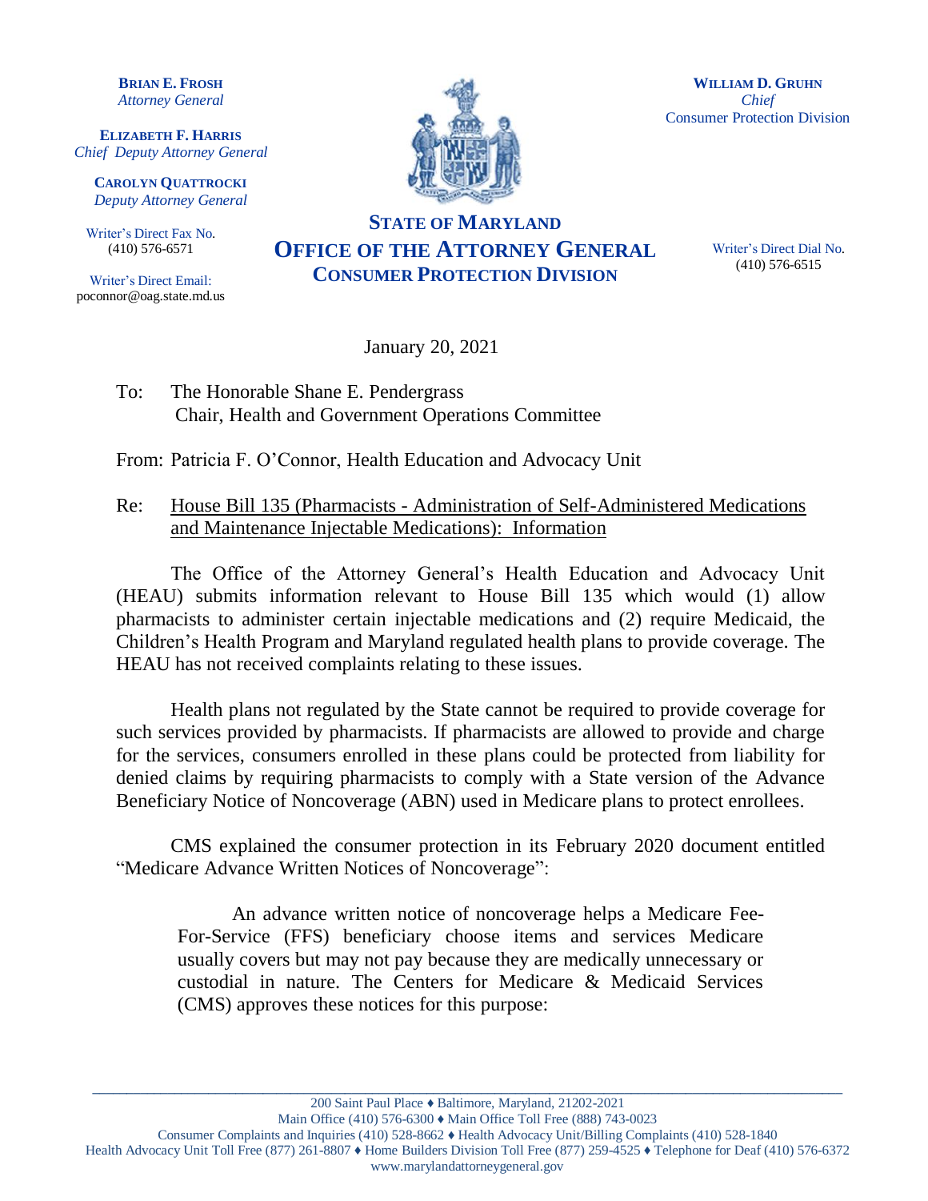**BRIAN E. FROSH**
*Attorney General*

**ELIZABETH F. HARRIS**
*Chief Deputy Attorney General*

**CAROLYN QUATTROCKI**
*Deputy Attorney General*

Writer's Direct Fax No.
(410) 576-6571

Writer's Direct Email:
poconnor@oag.state.md.us

**STATE OF MARYLAND**
**OFFICE OF THE ATTORNEY GENERAL**
**CONSUMER PROTECTION DIVISION**

**WILLIAM D. GRUHN**
*Chief*
Consumer Protection Division

Writer's Direct Dial No.
(410) 576-6515

January 20, 2021

To: The Honorable Shane E. Pendergrass
Chair, Health and Government Operations Committee

From: Patricia F. O'Connor, Health Education and Advocacy Unit

Re: House Bill 135 (Pharmacists - Administration of Self-Administered Medications and Maintenance Injectable Medications): Information

The Office of the Attorney General's Health Education and Advocacy Unit (HEAU) submits information relevant to House Bill 135 which would (1) allow pharmacists to administer certain injectable medications and (2) require Medicaid, the Children's Health Program and Maryland regulated health plans to provide coverage. The HEAU has not received complaints relating to these issues.

Health plans not regulated by the State cannot be required to provide coverage for such services provided by pharmacists. If pharmacists are allowed to provide and charge for the services, consumers enrolled in these plans could be protected from liability for denied claims by requiring pharmacists to comply with a State version of the Advance Beneficiary Notice of Noncoverage (ABN) used in Medicare plans to protect enrollees.

CMS explained the consumer protection in its February 2020 document entitled "Medicare Advance Written Notices of Noncoverage":

> An advance written notice of noncoverage helps a Medicare Fee-For-Service (FFS) beneficiary choose items and services Medicare usually covers but may not pay because they are medically unnecessary or custodial in nature. The Centers for Medicare & Medicaid Services (CMS) approves these notices for this purpose:

200 Saint Paul Place ♦ Baltimore, Maryland, 21202-2021
Main Office (410) 576-6300 ♦ Main Office Toll Free (888) 743-0023
Consumer Complaints and Inquiries (410) 528-8662 ♦ Health Advocacy Unit/Billing Complaints (410) 528-1840
Health Advocacy Unit Toll Free (877) 261-8807 ♦ Home Builders Division Toll Free (877) 259-4525 ♦ Telephone for Deaf (410) 576-6372
www.marylandattorneygeneral.gov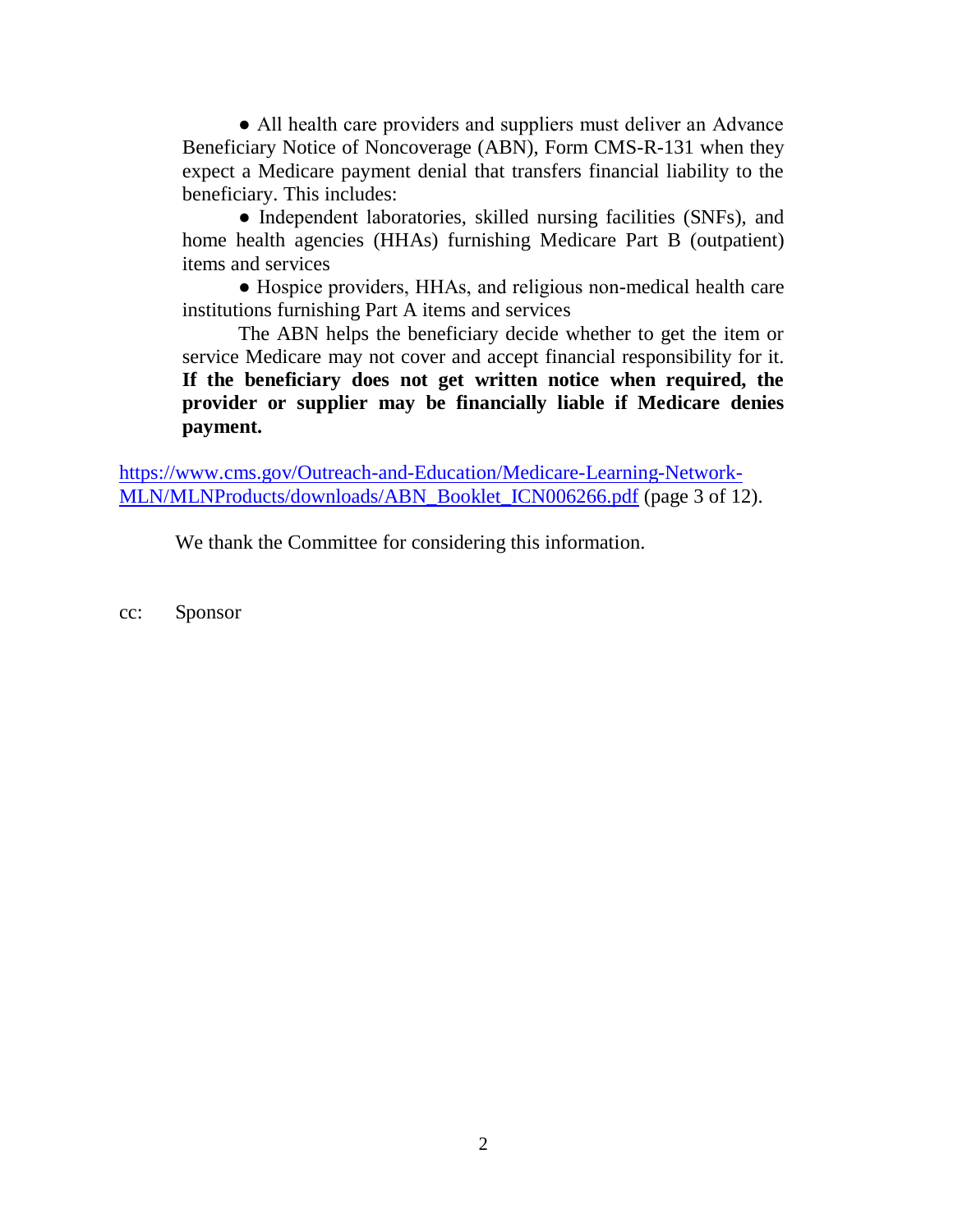● All health care providers and suppliers must deliver an Advance Beneficiary Notice of Noncoverage (ABN), Form CMS-R-131 when they expect a Medicare payment denial that transfers financial liability to the beneficiary. This includes:

● Independent laboratories, skilled nursing facilities (SNFs), and home health agencies (HHAs) furnishing Medicare Part B (outpatient) items and services

● Hospice providers, HHAs, and religious non-medical health care institutions furnishing Part A items and services

The ABN helps the beneficiary decide whether to get the item or service Medicare may not cover and accept financial responsibility for it. **If the beneficiary does not get written notice when required, the provider or supplier may be financially liable if Medicare denies payment.**

https://www.cms.gov/Outreach-and-Education/Medicare-Learning-Network-MLN/MLNProducts/downloads/ABN_Booklet_ICN006266.pdf (page 3 of 12).

We thank the Committee for considering this information.

cc: Sponsor